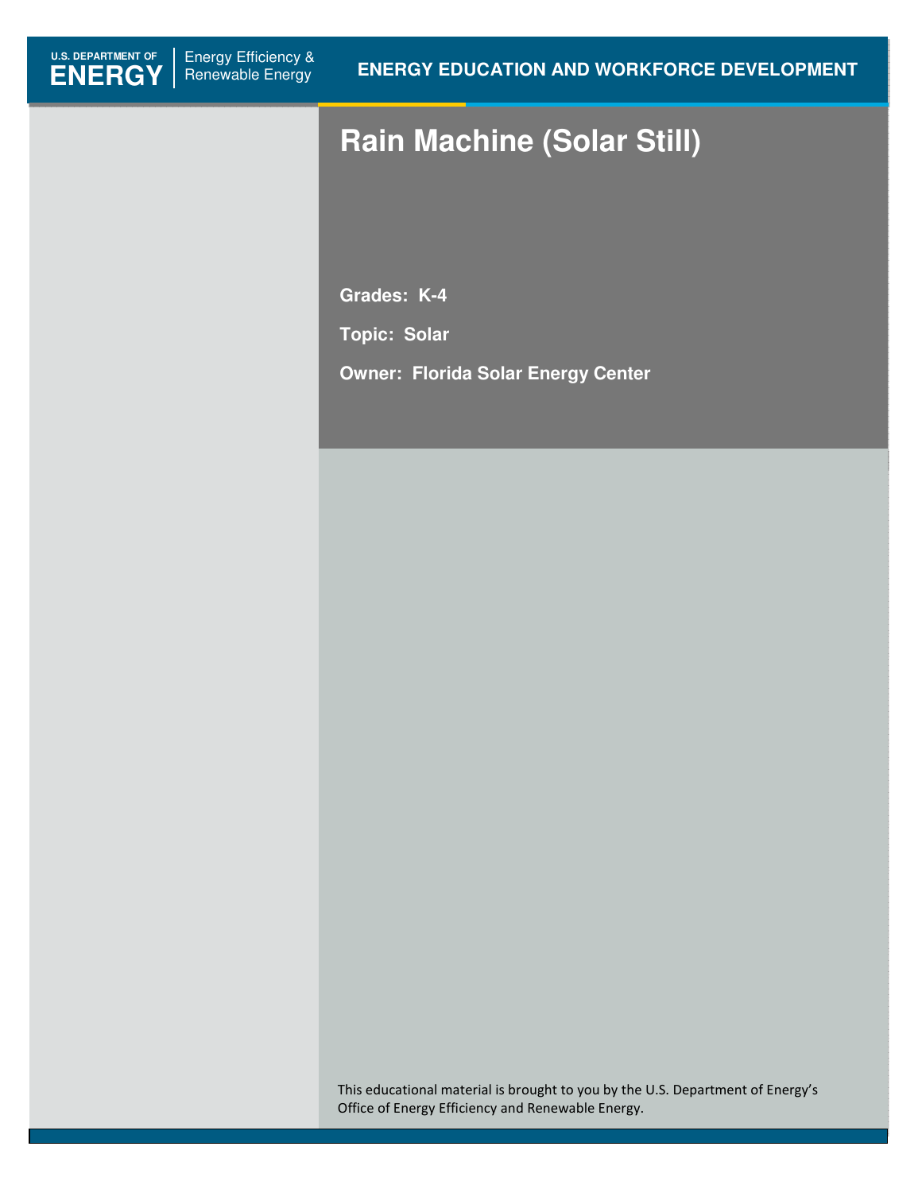U.S. DEPARTMENT OF **ENERGY** | Energy Efficiency & Renewable Energy

**ENERGY EDUCATION AND WORKFORCE DEVELOPMENT**

# Rain Machine (Solar Still)

**Grades: K-4**

**Topic: Solar**

**Owner: Florida Solar Energy Center**

This educational material is brought to you by the U.S. Department of Energy's Office of Energy Efficiency and Renewable Energy.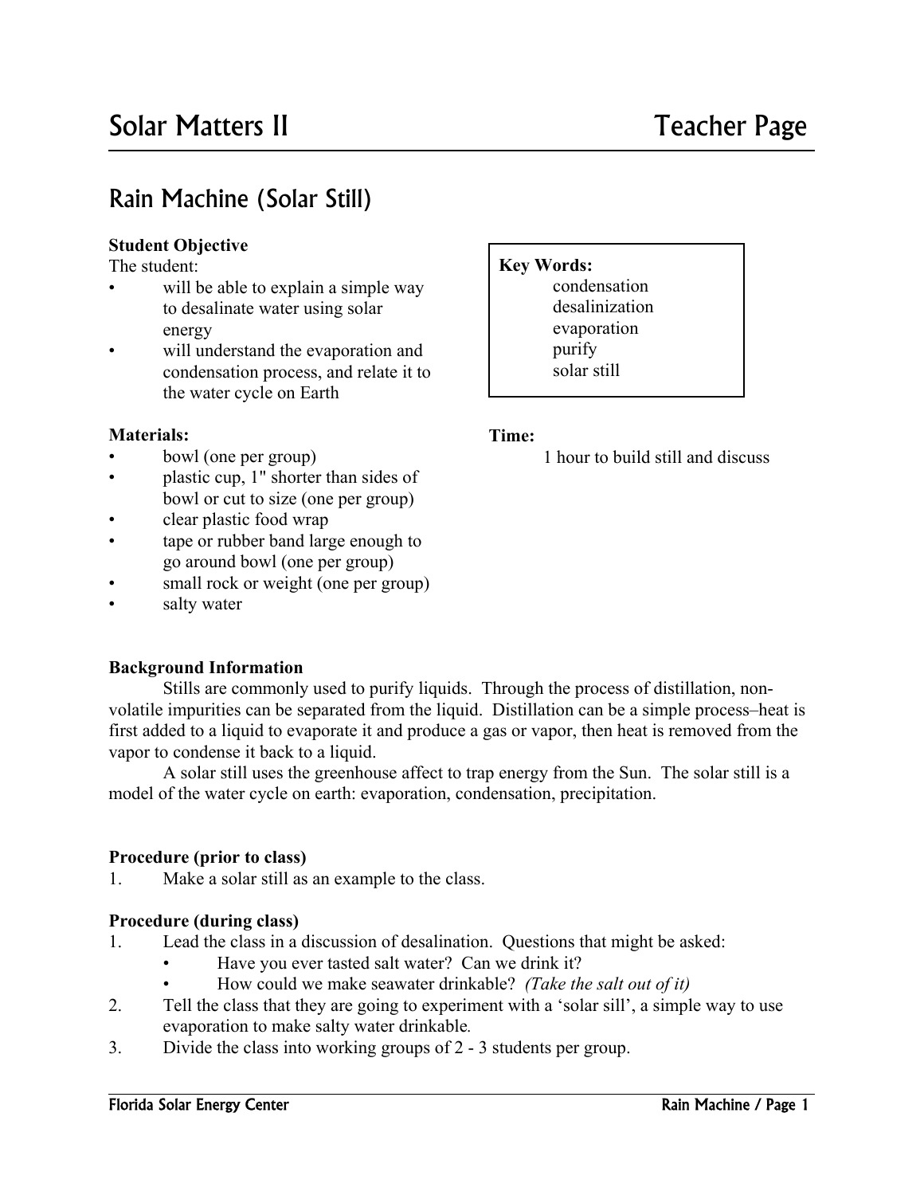# Solar Matters II — Teacher Page

## Rain Machine (Solar Still)

**Student Objective**

The student:

- will be able to explain a simple way to desalinate water using solar energy
- will understand the evaporation and condensation process, and relate it to the water cycle on Earth

**Key Words:**
condensation
desalinization
evaporation
purify
solar still

**Materials:**

- bowl (one per group)
- plastic cup, 1" shorter than sides of bowl or cut to size (one per group)
- clear plastic food wrap
- tape or rubber band large enough to go around bowl (one per group)
- small rock or weight (one per group)
- salty water

**Time:**

1 hour to build still and discuss

**Background Information**

Stills are commonly used to purify liquids. Through the process of distillation, non-volatile impurities can be separated from the liquid. Distillation can be a simple process–heat is first added to a liquid to evaporate it and produce a gas or vapor, then heat is removed from the vapor to condense it back to a liquid.

A solar still uses the greenhouse affect to trap energy from the Sun. The solar still is a model of the water cycle on earth: evaporation, condensation, precipitation.

**Procedure (prior to class)**

1. Make a solar still as an example to the class.

**Procedure (during class)**

1. Lead the class in a discussion of desalination. Questions that might be asked:
   - Have you ever tasted salt water? Can we drink it?
   - How could we make seawater drinkable? *(Take the salt out of it)*
2. Tell the class that they are going to experiment with a 'solar sill', a simple way to use evaporation to make salty water drinkable.
3. Divide the class into working groups of 2 - 3 students per group.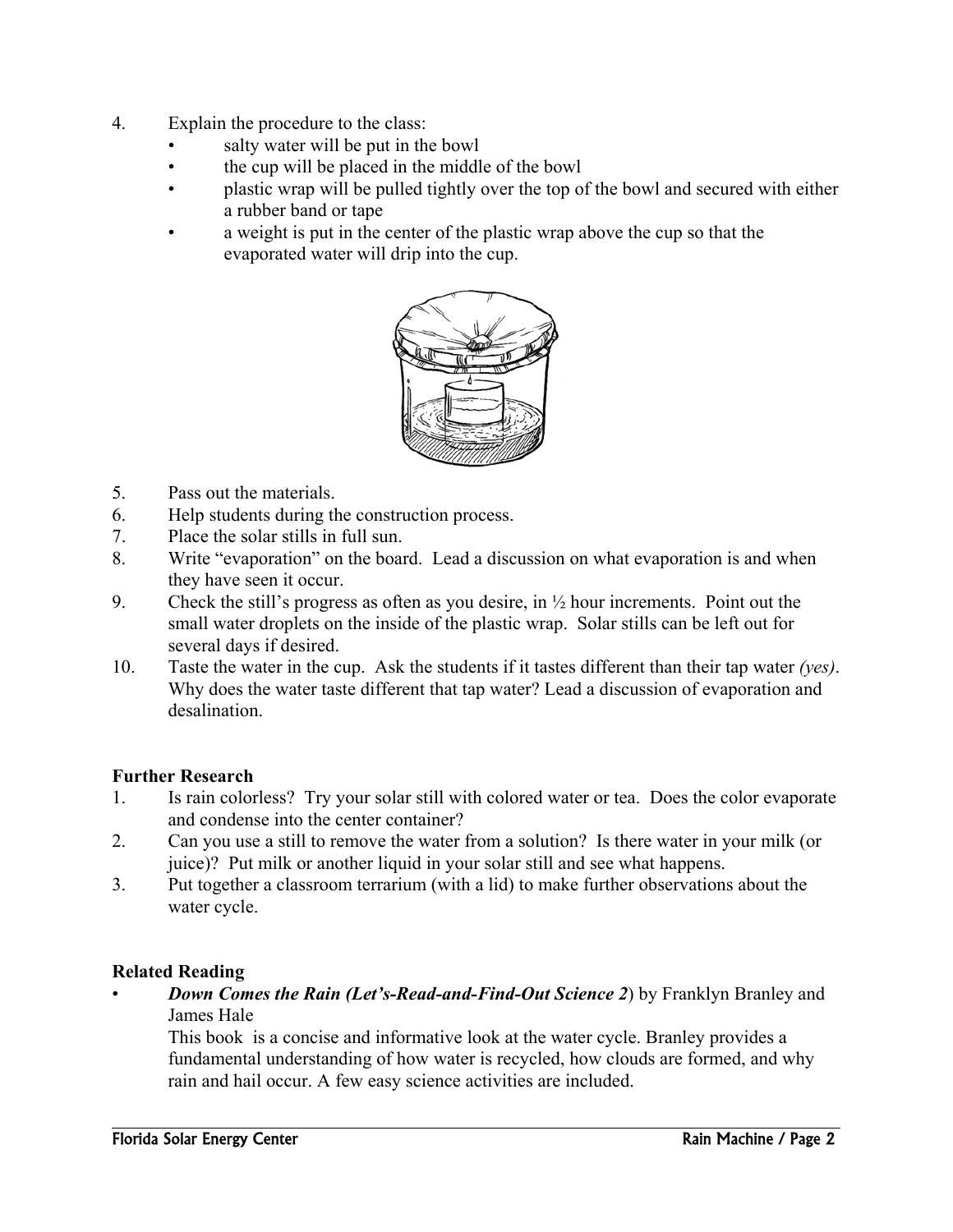4. Explain the procedure to the class:
   - salty water will be put in the bowl
   - the cup will be placed in the middle of the bowl
   - plastic wrap will be pulled tightly over the top of the bowl and secured with either a rubber band or tape
   - a weight is put in the center of the plastic wrap above the cup so that the evaporated water will drip into the cup.

5. Pass out the materials.
6. Help students during the construction process.
7. Place the solar stills in full sun.
8. Write "evaporation" on the board. Lead a discussion on what evaporation is and when they have seen it occur.
9. Check the still's progress as often as you desire, in ½ hour increments. Point out the small water droplets on the inside of the plastic wrap. Solar stills can be left out for several days if desired.
10. Taste the water in the cup. Ask the students if it tastes different than their tap water *(yes)*. Why does the water taste different that tap water? Lead a discussion of evaporation and desalination.

**Further Research**

1. Is rain colorless? Try your solar still with colored water or tea. Does the color evaporate and condense into the center container?
2. Can you use a still to remove the water from a solution? Is there water in your milk (or juice)? Put milk or another liquid in your solar still and see what happens.
3. Put together a classroom terrarium (with a lid) to make further observations about the water cycle.

**Related Reading**

- ***Down Comes the Rain (Let's-Read-and-Find-Out Science 2***) by Franklyn Branley and James Hale
  This book is a concise and informative look at the water cycle. Branley provides a fundamental understanding of how water is recycled, how clouds are formed, and why rain and hail occur. A few easy science activities are included.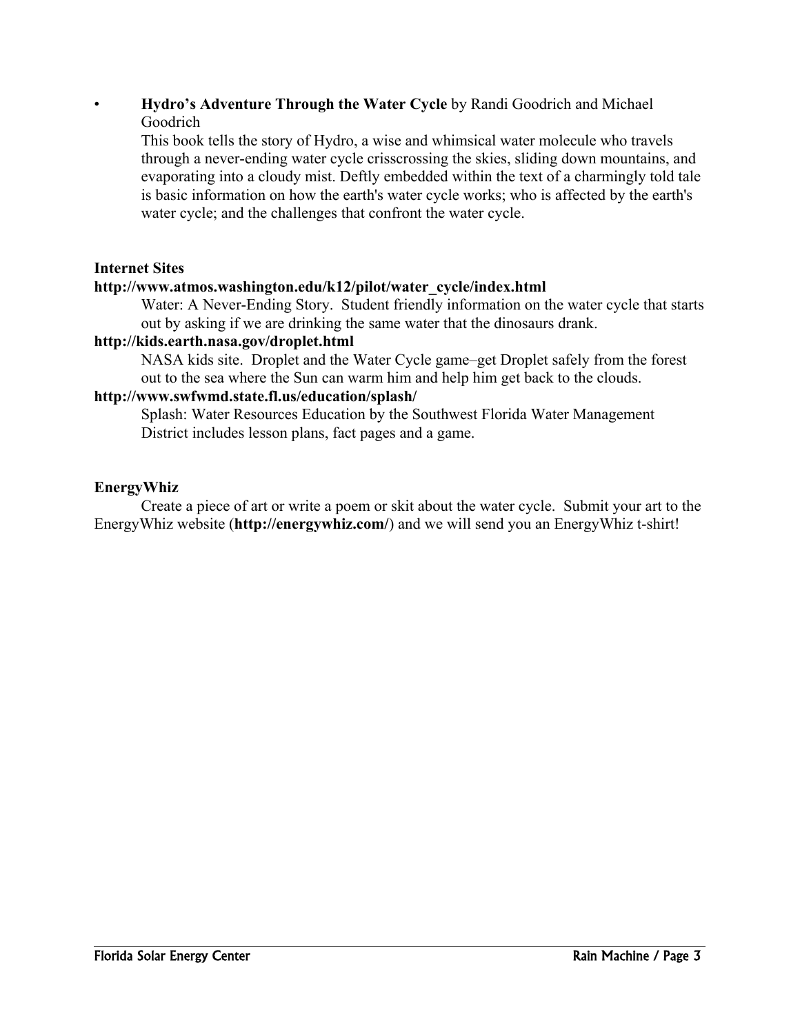- **Hydro's Adventure Through the Water Cycle** by Randi Goodrich and Michael Goodrich

  This book tells the story of Hydro, a wise and whimsical water molecule who travels through a never-ending water cycle crisscrossing the skies, sliding down mountains, and evaporating into a cloudy mist. Deftly embedded within the text of a charmingly told tale is basic information on how the earth's water cycle works; who is affected by the earth's water cycle; and the challenges that confront the water cycle.

**Internet Sites**

**http://www.atmos.washington.edu/k12/pilot/water_cycle/index.html**

Water: A Never-Ending Story. Student friendly information on the water cycle that starts out by asking if we are drinking the same water that the dinosaurs drank.

**http://kids.earth.nasa.gov/droplet.html**

NASA kids site. Droplet and the Water Cycle game–get Droplet safely from the forest out to the sea where the Sun can warm him and help him get back to the clouds.

**http://www.swfwmd.state.fl.us/education/splash/**

Splash: Water Resources Education by the Southwest Florida Water Management District includes lesson plans, fact pages and a game.

**EnergyWhiz**

Create a piece of art or write a poem or skit about the water cycle. Submit your art to the EnergyWhiz website (**http://energywhiz.com/**) and we will send you an EnergyWhiz t-shirt!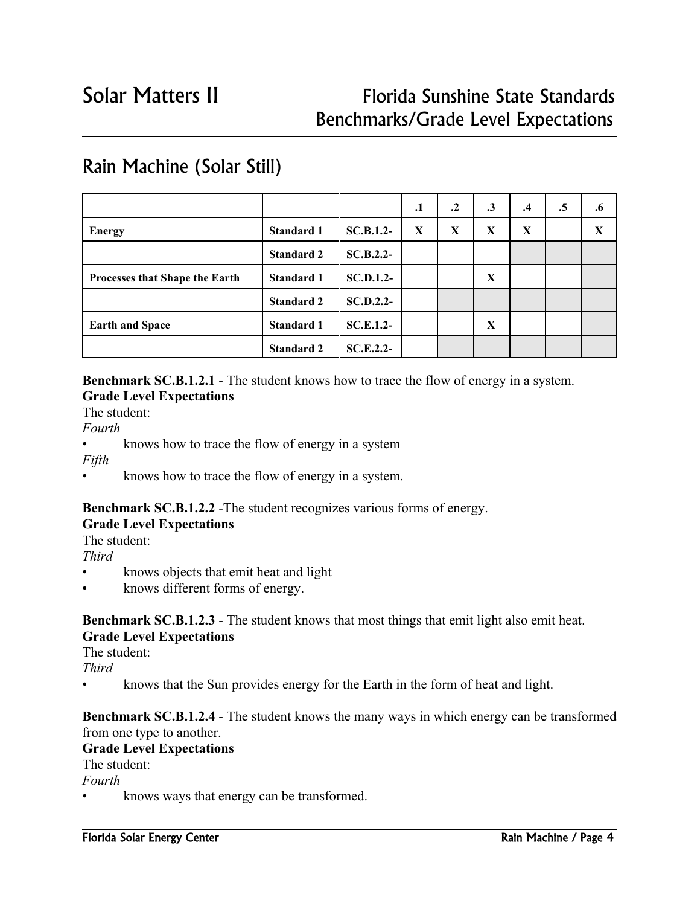# Solar Matters II

## Florida Sunshine State Standards Benchmarks/Grade Level Expectations

## Rain Machine (Solar Still)

| | | | .1 | .2 | .3 | .4 | .5 | .6 |
|---|---|---|---|---|---|---|---|---|
| **Energy** | **Standard 1** | **SC.B.1.2-** | **X** | **X** | **X** | **X** | | **X** |
| | **Standard 2** | **SC.B.2.2-** | | | | | | |
| **Processes that Shape the Earth** | **Standard 1** | **SC.D.1.2-** | | | **X** | | | |
| | **Standard 2** | **SC.D.2.2-** | | | | | | |
| **Earth and Space** | **Standard 1** | **SC.E.1.2-** | | | **X** | | | |
| | **Standard 2** | **SC.E.2.2-** | | | | | | |

**Benchmark SC.B.1.2.1** - The student knows how to trace the flow of energy in a system.
**Grade Level Expectations**
The student:
*Fourth*
- knows how to trace the flow of energy in a system

*Fifth*
- knows how to trace the flow of energy in a system.

**Benchmark SC.B.1.2.2** -The student recognizes various forms of energy.
**Grade Level Expectations**
The student:
*Third*
- knows objects that emit heat and light
- knows different forms of energy.

**Benchmark SC.B.1.2.3** - The student knows that most things that emit light also emit heat.
**Grade Level Expectations**
The student:
*Third*
- knows that the Sun provides energy for the Earth in the form of heat and light.

**Benchmark SC.B.1.2.4** - The student knows the many ways in which energy can be transformed from one type to another.
**Grade Level Expectations**
The student:
*Fourth*
- knows ways that energy can be transformed.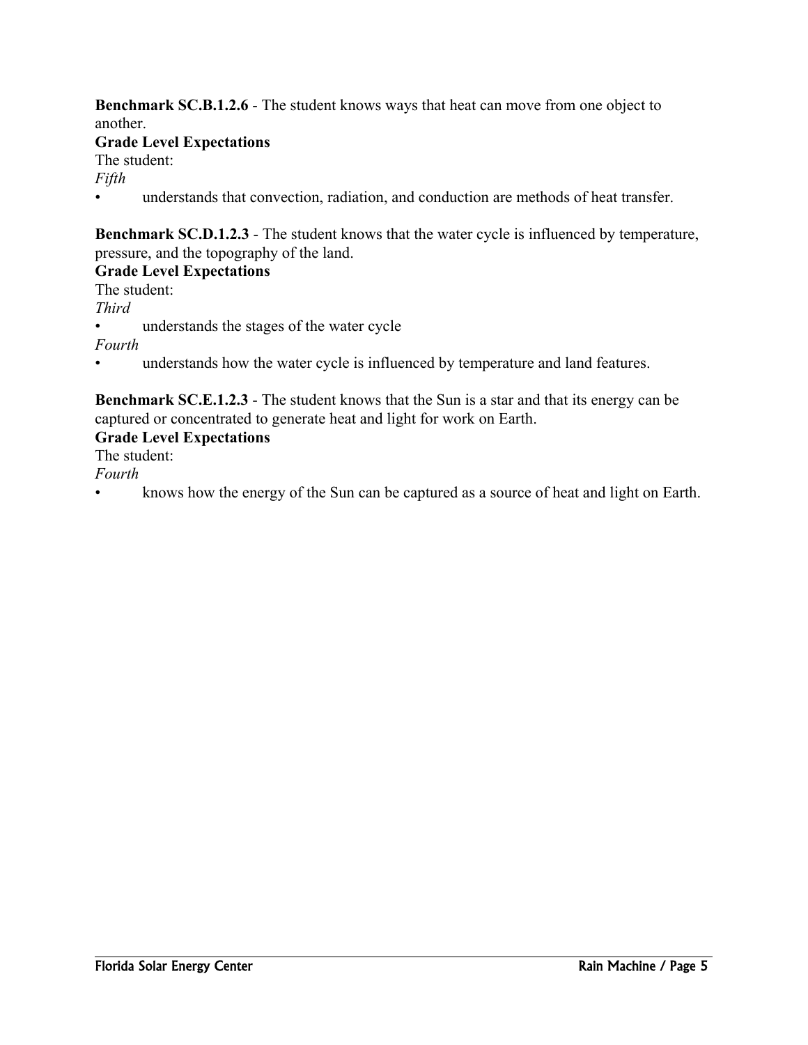**Benchmark SC.B.1.2.6** - The student knows ways that heat can move from one object to another.

**Grade Level Expectations**

The student:

*Fifth*

- understands that convection, radiation, and conduction are methods of heat transfer.

**Benchmark SC.D.1.2.3** - The student knows that the water cycle is influenced by temperature, pressure, and the topography of the land.

**Grade Level Expectations**

The student:

*Third*

- understands the stages of the water cycle

*Fourth*

- understands how the water cycle is influenced by temperature and land features.

**Benchmark SC.E.1.2.3** - The student knows that the Sun is a star and that its energy can be captured or concentrated to generate heat and light for work on Earth.

**Grade Level Expectations**

The student:

*Fourth*

- knows how the energy of the Sun can be captured as a source of heat and light on Earth.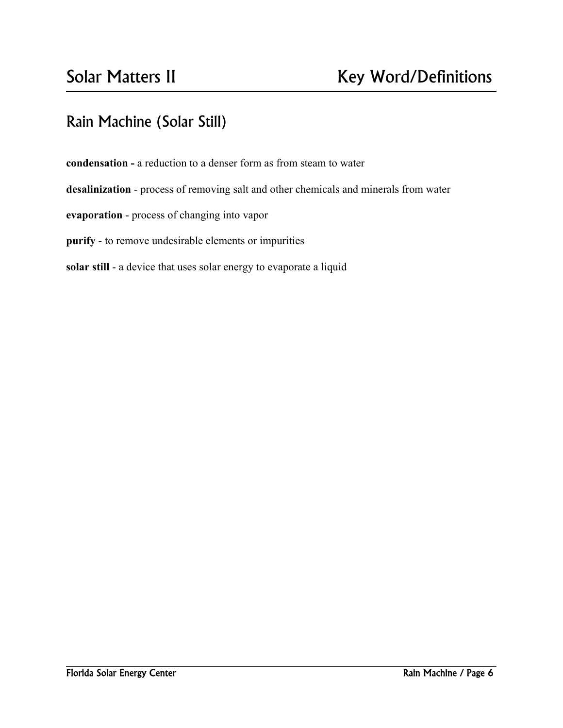# Rain Machine (Solar Still)

**condensation -** a reduction to a denser form as from steam to water

**desalinization** - process of removing salt and other chemicals and minerals from water

**evaporation** - process of changing into vapor

**purify** - to remove undesirable elements or impurities

**solar still** - a device that uses solar energy to evaporate a liquid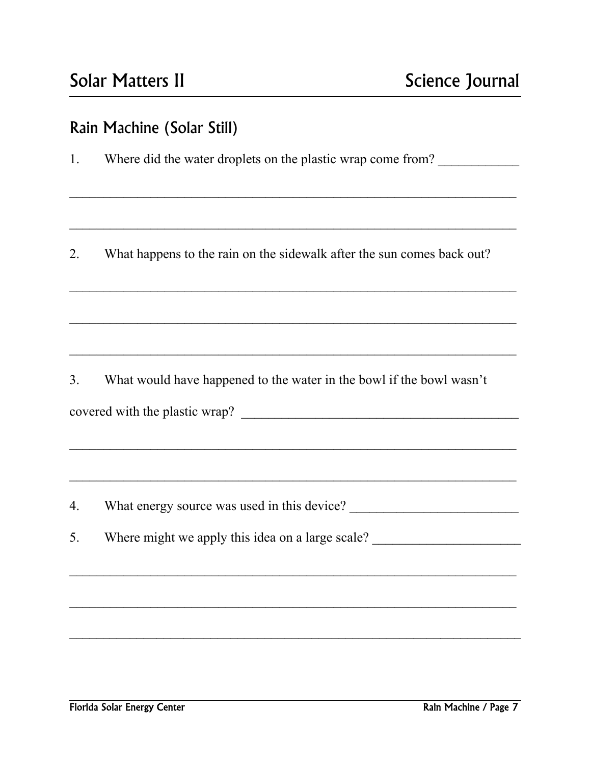## Rain Machine (Solar Still)

1. Where did the water droplets on the plastic wrap come from? ____________

_____________________________________________________________________

_____________________________________________________________________

2. What happens to the rain on the sidewalk after the sun comes back out?

_____________________________________________________________________

_____________________________________________________________________

_____________________________________________________________________

3. What would have happened to the water in the bowl if the bowl wasn't covered with the plastic wrap? _________________________________________

_____________________________________________________________________

_____________________________________________________________________

4. What energy source was used in this device? _________________________

5. Where might we apply this idea on a large scale? ______________________

_____________________________________________________________________

_____________________________________________________________________

_____________________________________________________________________